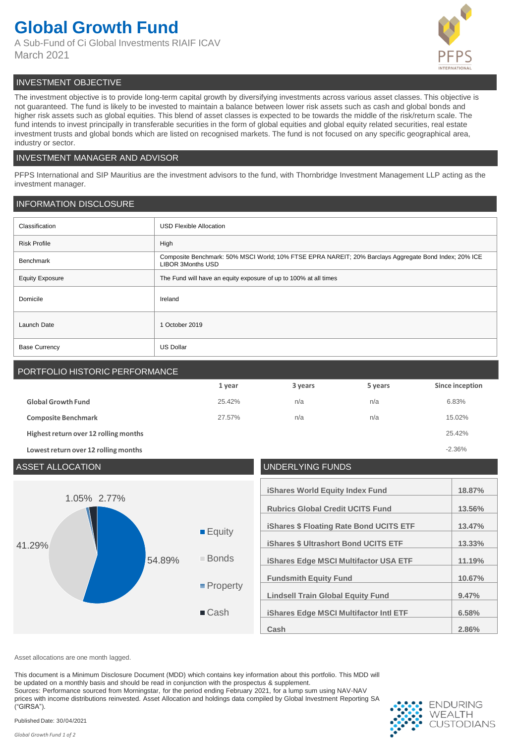# Global Growth Fund

A Sub-Fund of Ci Global Investments RIAIF ICAV
March 2021

## INVESTMENT OBJECTIVE

The investment objective is to provide long-term capital growth by diversifying investments across various asset classes. This objective is not guaranteed. The fund is likely to be invested to maintain a balance between lower risk assets such as cash and global bonds and higher risk assets such as global equities. This blend of asset classes is expected to be towards the middle of the risk/return scale. The fund intends to invest principally in transferable securities in the form of global equities and global equity related securities, real estate investment trusts and global bonds which are listed on recognised markets. The fund is not focused on any specific geographical area, industry or sector.

## INVESTMENT MANAGER AND ADVISOR

PFPS International and SIP Mauritius are the investment advisors to the fund, with Thornbridge Investment Management LLP acting as the investment manager.

## INFORMATION DISCLOSURE

| | |
|---|---|
| Classification | USD Flexible Allocation |
| Risk Profile | High |
| Benchmark | Composite Benchmark: 50% MSCI World; 10% FTSE EPRA NAREIT; 20% Barclays Aggregate Bond Index; 20% ICE LIBOR 3Months USD |
| Equity Exposure | The Fund will have an equity exposure of up to 100% at all times |
| Domicile | Ireland |
| Launch Date | 1 October 2019 |
| Base Currency | US Dollar |

## PORTFOLIO HISTORIC PERFORMANCE

| | 1 year | 3 years | 5 years | Since inception |
|---|---|---|---|---|
| **Global Growth Fund** | 25.42% | n/a | n/a | 6.83% |
| **Composite Benchmark** | 27.57% | n/a | n/a | 15.02% |
| **Highest return over 12 rolling months** | | | | 25.42% |
| **Lowest return over 12 rolling months** | | | | -2.36% |

## ASSET ALLOCATION

| Asset | Allocation |
|---|---|
| Equity | 54.89% |
| Bonds | 41.29% |
| Property | 1.05% |
| Cash | 2.77% |

## UNDERLYING FUNDS

| Fund | Weight |
|---|---|
| iShares World Equity Index Fund | 18.87% |
| Rubrics Global Credit UCITS Fund | 13.56% |
| iShares $ Floating Rate Bond UCITS ETF | 13.47% |
| iShares $ Ultrashort Bond UCITS ETF | 13.33% |
| iShares Edge MSCI Multifactor USA ETF | 11.19% |
| Fundsmith Equity Fund | 10.67% |
| Lindsell Train Global Equity Fund | 9.47% |
| iShares Edge MSCI Multifactor Intl ETF | 6.58% |
| Cash | 2.86% |

Asset allocations are one month lagged.

This document is a Minimum Disclosure Document (MDD) which contains key information about this portfolio. This MDD will be updated on a monthly basis and should be read in conjunction with the prospectus & supplement.
Sources: Performance sourced from Morningstar, for the period ending February 2021, for a lump sum using NAV-NAV prices with income distributions reinvested. Asset Allocation and holdings data compiled by Global Investment Reporting SA ("GIRSA").

Published Date: 30/04/2021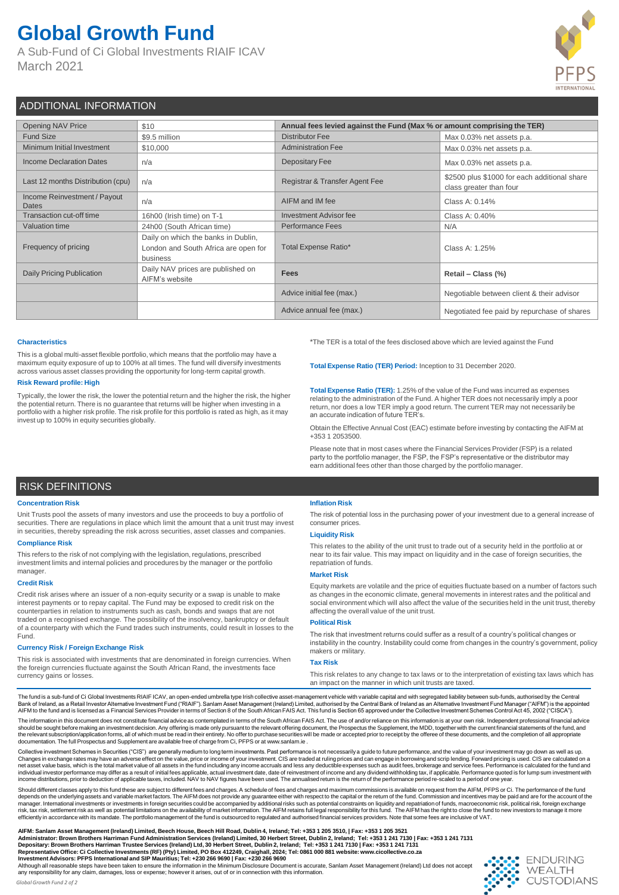# Global Growth Fund

A Sub-Fund of Ci Global Investments RIAIF ICAV
March 2021

## ADDITIONAL INFORMATION

| | | Annual fees levied against the Fund (Max % or amount comprising the TER) | |
|---|---|---|---|
| Opening NAV Price | $10 | | |
| Fund Size | $9.5 million | Distributor Fee | Max 0.03% net assets p.a. |
| Minimum Initial Investment | $10,000 | Administration Fee | Max 0.03% net assets p.a. |
| Income Declaration Dates | n/a | Depositary Fee | Max 0.03% net assets p.a. |
| Last 12 months Distribution (cpu) | n/a | Registrar & Transfer Agent Fee | $2500 plus $1000 for each additional share class greater than four |
| Income Reinvestment / Payout Dates | n/a | AIFM and IM fee | Class A: 0.14% |
| Transaction cut-off time | 16h00 (Irish time) on T-1 | Investment Advisor fee | Class A: 0.40% |
| Valuation time | 24h00 (South African time) | Performance Fees | N/A |
| Frequency of pricing | Daily on which the banks in Dublin, London and South Africa are open for business | Total Expense Ratio* | Class A: 1.25% |
| Daily Pricing Publication | Daily NAV prices are published on AIFM's website | **Fees** | **Retail – Class (%)** |
| | | Advice initial fee (max.) | Negotiable between client & their advisor |
| | | Advice annual fee (max.) | Negotiated fee paid by repurchase of shares |

### Characteristics

This is a global multi-asset flexible portfolio, which means that the portfolio may have a maximum equity exposure of up to 100% at all times. The fund will diversify investments across various asset classes providing the opportunity for long-term capital growth.

### Risk Reward profile: High

Typically, the lower the risk, the lower the potential return and the higher the risk, the higher the potential return. There is no guarantee that returns will be higher when investing in a portfolio with a higher risk profile. The risk profile for this portfolio is rated as high, as it may invest up to 100% in equity securities globally.

*The TER is a total of the fees disclosed above which are levied against the Fund

**Total Expense Ratio (TER) Period:** Inception to 31 December 2020.

**Total Expense Ratio (TER):** 1.25% of the value of the Fund was incurred as expenses relating to the administration of the Fund. A higher TER does not necessarily imply a poor return, nor does a low TER imply a good return. The current TER may not necessarily be an accurate indication of future TER's.

Obtain the Effective Annual Cost (EAC) estimate before investing by contacting the AIFM at +353 1 2053500.

Please note that in most cases where the Financial Services Provider (FSP) is a related party to the portfolio manager, the FSP, the FSP's representative or the distributor may earn additional fees other than those charged by the portfolio manager.

## RISK DEFINITIONS

### Concentration Risk

Unit Trusts pool the assets of many investors and use the proceeds to buy a portfolio of securities. There are regulations in place which limit the amount that a unit trust may invest in securities, thereby spreading the risk across securities, asset classes and companies.

### Compliance Risk

This refers to the risk of not complying with the legislation, regulations, prescribed investment limits and internal policies and procedures by the manager or the portfolio manager.

### Credit Risk

Credit risk arises where an issuer of a non-equity security or a swap is unable to make interest payments or to repay capital. The Fund may be exposed to credit risk on the counterparties in relation to instruments such as cash, bonds and swaps that are not traded on a recognised exchange. The possibility of the insolvency, bankruptcy or default of a counterparty with which the Fund trades such instruments, could result in losses to the Fund.

### Currency Risk / Foreign Exchange Risk

This risk is associated with investments that are denominated in foreign currencies. When the foreign currencies fluctuate against the South African Rand, the investments face currency gains or losses.

### Inflation Risk

The risk of potential loss in the purchasing power of your investment due to a general increase of consumer prices.

### Liquidity Risk

This relates to the ability of the unit trust to trade out of a security held in the portfolio at or near to its fair value. This may impact on liquidity and in the case of foreign securities, the repatriation of funds.

### Market Risk

Equity markets are volatile and the price of equities fluctuate based on a number of factors such as changes in the economic climate, general movements in interest rates and the political and social environment which will also affect the value of the securities held in the unit trust, thereby affecting the overall value of the unit trust.

### Political Risk

The risk that investment returns could suffer as a result of a country's political changes or instability in the country. Instability could come from changes in the country's government, policy makers or military.

### Tax Risk

This risk relates to any change to tax laws or to the interpretation of existing tax laws which has an impact on the manner in which unit trusts are taxed.

The fund is a sub-fund of Ci Global Investments RIAIF ICAV, an open-ended umbrella type Irish collective asset-management vehicle with variable capital and with segregated liability between sub-funds, authorised by the Central Bank of Ireland, as a Retail Investor Alternative Investment Fund ("RIAIF"). Sanlam Asset Management (Ireland) Limited, authorised by the Central Bank of Ireland as an Alternative Investment Fund Manager ("AIFM") is the appointed AIFM to the fund and is licensed as a Financial Services Provider in terms of Section 8 of the South African FAIS Act. This fund is Section 65 approved under the Collective Investment Schemes Control Act 45, 2002 ("CISCA").

The information in this document does not constitute financial advice as contemplated in terms of the South African FAIS Act. The use of and/or reliance on this information is at your own risk. Independent professional financial advice should be sought before making an investment decision. Any offering is made only pursuant to the relevant offering document, the Prospectus the Supplement, the MDD, together with the current financial statements of the fund, and the relevant subscription/application forms, all of which must be read in their entirety. No offer to purchase securities will be made or accepted prior to receipt by the offeree of these documents, and the completion of all appropriate documentation. The full Prospectus and Supplement are available free of charge from Ci, PFPS or at www.sanlam.ie .

Collective investment Schemes in Securities ("CIS") are generally medium to long term investments. Past performance is not necessarily a guide to future performance, and the value of your investment may go down as well as up. Changes in exchange rates may have an adverse effect on the value, price or income of your investment. CIS are traded at ruling prices and can engage in borrowing and scrip lending. Forward pricing is used. CIS are calculated on a net asset value basis, which is the total market value of all assets in the fund including any income accruals and less any deductible expenses such as audit fees, brokerage and service fees. Performance is calculated for the fund and individual investor performance may differ as a result of initial fees applicable, actual investment date, date of reinvestment of income and any dividend withholding tax, if applicable. Performance quoted is for lump sum investment with income distributions, prior to deduction of applicable taxes, included. NAV to NAV figures have been used. The annualised return is the return of the performance period re-scaled to a period of one year.

Should different classes apply to this fund these are subject to different fees and charges. A schedule of fees and charges and maximum commissions is available on request from the AIFM, PFPS or Ci. The performance of the fund depends on the underlying assets and variable market factors. The AIFM does not provide any guarantee either with respect to the capital or the return of the fund. Commission and incentives may be paid and are for the account of the manager. International investments or investments in foreign securities could be accompanied by additional risks such as potential constraints on liquidity and repatriation of funds, macroeconomic risk, political risk, foreign exchange risk, tax risk, settlement risk as well as potential limitations on the availability of market information. The AIFM retains full legal responsibility for this fund. The AIFM has the right to close the fund to new investors to manage it more efficiently in accordance with its mandate. The portfolio management of the fund is outsourced to regulated and authorised financial services providers. Note that some fees are inclusive of VAT.

**AIFM: Sanlam Asset Management (Ireland) Limited, Beech House, Beech Hill Road, Dublin 4, Ireland; Tel: +353 1 205 3510, | Fax: +353 1 205 3521**
**Administrator: Brown Brothers Harriman Fund Administration Services (Ireland) Limited, 30 Herbert Street, Dublin 2, Ireland; Tel: +353 1 241 7130 | Fax: +353 1 241 7131**
**Depositary: Brown Brothers Harriman Trustee Services (Ireland) Ltd, 30 Herbert Street, Dublin 2, Ireland; Tel: +353 1 241 7130 | Fax: +353 1 241 7131**
**Representative Office: Ci Collective Investments (RF) (Pty) Limited, PO Box 412249, Craighall, 2024; Tel: 0861 000 881 website: www.cicollective.co.za**
**Investment Advisors: PFPS International and SIP Mauritius; Tel: +230 266 9690 | Fax: +230 266 9690**
Although all reasonable steps have been taken to ensure the information in the Minimum Disclosure Document is accurate, Sanlam Asset Management (Ireland) Ltd does not accept any responsibility for any claim, damages, loss or expense; however it arises, out of or in connection with this information.

ENDURING WEALTH CUSTODIANS